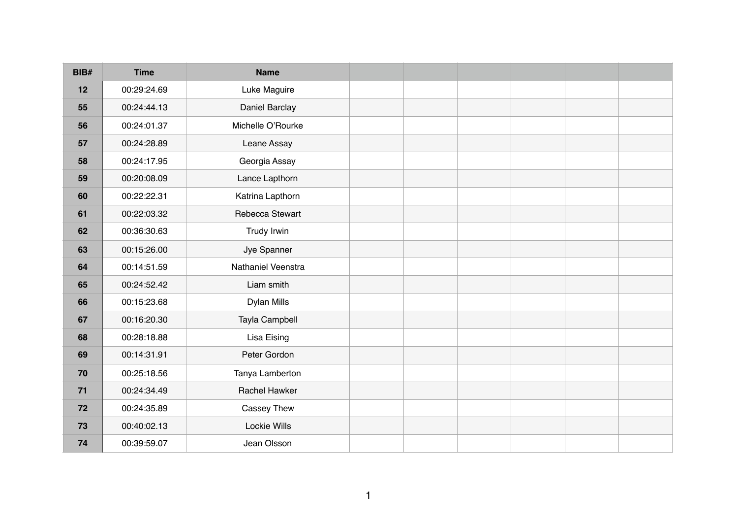| BIB# | Time | Name | | | | | | |
|---|---|---|---|---|---|---|---|---|
| 12 | 00:29:24.69 | Luke Maguire | | | | | | |
| 55 | 00:24:44.13 | Daniel Barclay | | | | | | |
| 56 | 00:24:01.37 | Michelle O’Rourke | | | | | | |
| 57 | 00:24:28.89 | Leane Assay | | | | | | |
| 58 | 00:24:17.95 | Georgia Assay | | | | | | |
| 59 | 00:20:08.09 | Lance Lapthorn | | | | | | |
| 60 | 00:22:22.31 | Katrina Lapthorn | | | | | | |
| 61 | 00:22:03.32 | Rebecca Stewart | | | | | | |
| 62 | 00:36:30.63 | Trudy Irwin | | | | | | |
| 63 | 00:15:26.00 | Jye Spanner | | | | | | |
| 64 | 00:14:51.59 | Nathaniel Veenstra | | | | | | |
| 65 | 00:24:52.42 | Liam smith | | | | | | |
| 66 | 00:15:23.68 | Dylan Mills | | | | | | |
| 67 | 00:16:20.30 | Tayla Campbell | | | | | | |
| 68 | 00:28:18.88 | Lisa Eising | | | | | | |
| 69 | 00:14:31.91 | Peter Gordon | | | | | | |
| 70 | 00:25:18.56 | Tanya Lamberton | | | | | | |
| 71 | 00:24:34.49 | Rachel Hawker | | | | | | |
| 72 | 00:24:35.89 | Cassey Thew | | | | | | |
| 73 | 00:40:02.13 | Lockie Wills | | | | | | |
| 74 | 00:39:59.07 | Jean Olsson | | | | | | |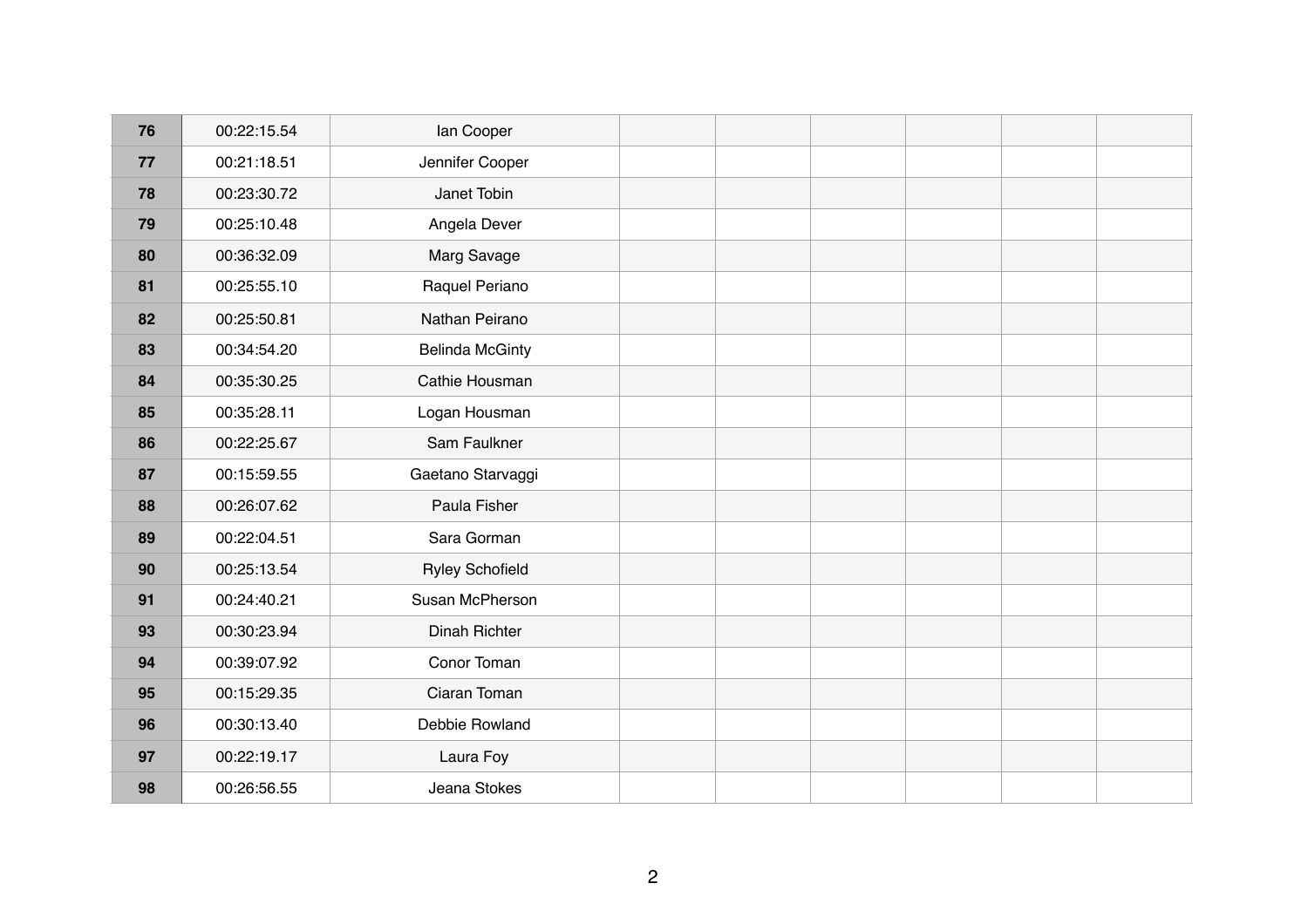| | | | | | | | | |
|---|---|---|---|---|---|---|---|---|
| **76** | 00:22:15.54 | Ian Cooper | | | | | | |
| **77** | 00:21:18.51 | Jennifer Cooper | | | | | | |
| **78** | 00:23:30.72 | Janet Tobin | | | | | | |
| **79** | 00:25:10.48 | Angela Dever | | | | | | |
| **80** | 00:36:32.09 | Marg Savage | | | | | | |
| **81** | 00:25:55.10 | Raquel Periano | | | | | | |
| **82** | 00:25:50.81 | Nathan Peirano | | | | | | |
| **83** | 00:34:54.20 | Belinda McGinty | | | | | | |
| **84** | 00:35:30.25 | Cathie Housman | | | | | | |
| **85** | 00:35:28.11 | Logan Housman | | | | | | |
| **86** | 00:22:25.67 | Sam Faulkner | | | | | | |
| **87** | 00:15:59.55 | Gaetano Starvaggi | | | | | | |
| **88** | 00:26:07.62 | Paula Fisher | | | | | | |
| **89** | 00:22:04.51 | Sara Gorman | | | | | | |
| **90** | 00:25:13.54 | Ryley Schofield | | | | | | |
| **91** | 00:24:40.21 | Susan McPherson | | | | | | |
| **93** | 00:30:23.94 | Dinah Richter | | | | | | |
| **94** | 00:39:07.92 | Conor Toman | | | | | | |
| **95** | 00:15:29.35 | Ciaran Toman | | | | | | |
| **96** | 00:30:13.40 | Debbie Rowland | | | | | | |
| **97** | 00:22:19.17 | Laura Foy | | | | | | |
| **98** | 00:26:56.55 | Jeana Stokes | | | | | | |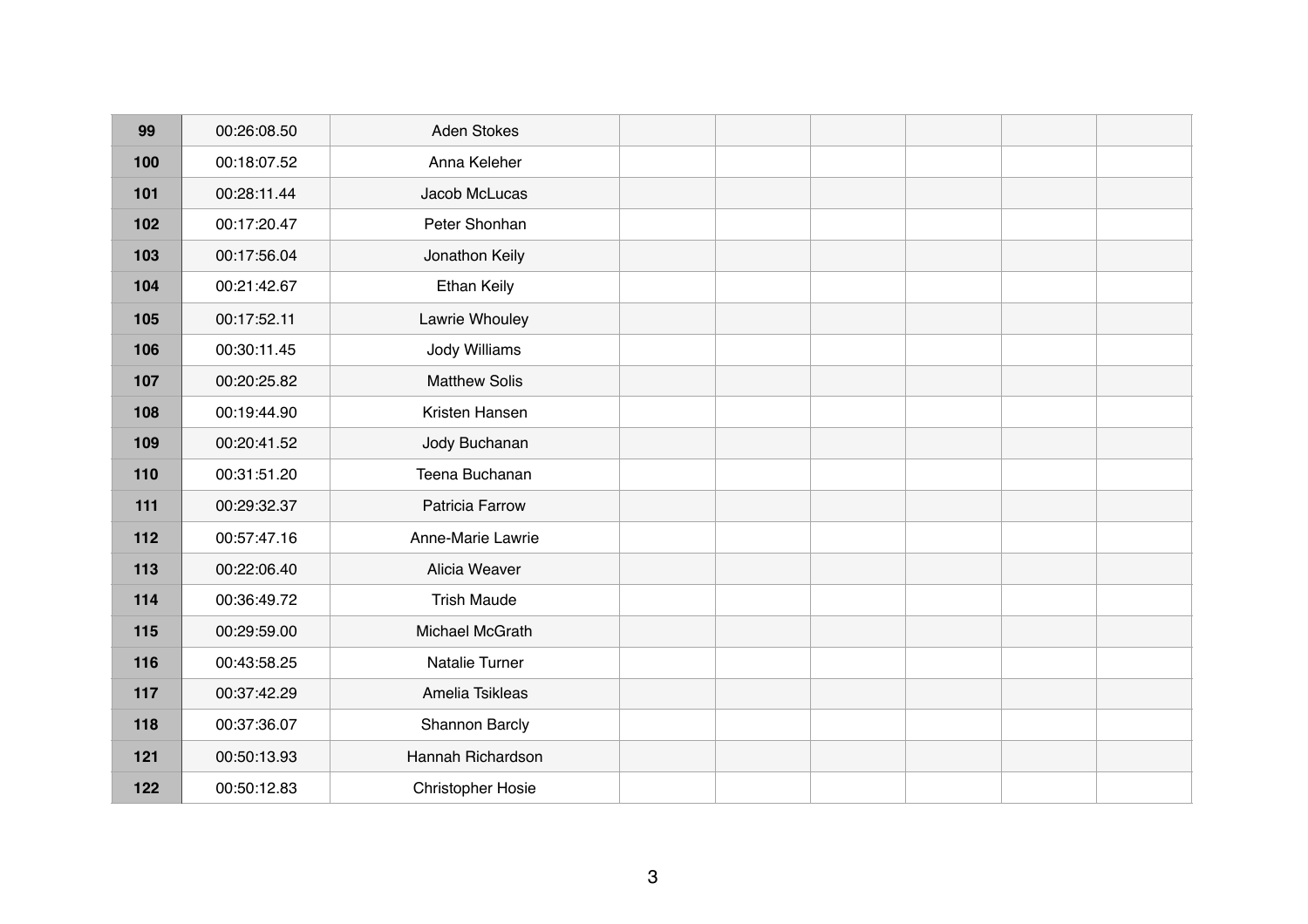| | | | | | | | | |
|---|---|---|---|---|---|---|---|---|
| **99** | 00:26:08.50 | Aden Stokes | | | | | | |
| **100** | 00:18:07.52 | Anna Keleher | | | | | | |
| **101** | 00:28:11.44 | Jacob McLucas | | | | | | |
| **102** | 00:17:20.47 | Peter Shonhan | | | | | | |
| **103** | 00:17:56.04 | Jonathon Keily | | | | | | |
| **104** | 00:21:42.67 | Ethan Keily | | | | | | |
| **105** | 00:17:52.11 | Lawrie Whouley | | | | | | |
| **106** | 00:30:11.45 | Jody Williams | | | | | | |
| **107** | 00:20:25.82 | Matthew Solis | | | | | | |
| **108** | 00:19:44.90 | Kristen Hansen | | | | | | |
| **109** | 00:20:41.52 | Jody Buchanan | | | | | | |
| **110** | 00:31:51.20 | Teena Buchanan | | | | | | |
| **111** | 00:29:32.37 | Patricia Farrow | | | | | | |
| **112** | 00:57:47.16 | Anne-Marie Lawrie | | | | | | |
| **113** | 00:22:06.40 | Alicia Weaver | | | | | | |
| **114** | 00:36:49.72 | Trish Maude | | | | | | |
| **115** | 00:29:59.00 | Michael McGrath | | | | | | |
| **116** | 00:43:58.25 | Natalie Turner | | | | | | |
| **117** | 00:37:42.29 | Amelia Tsikleas | | | | | | |
| **118** | 00:37:36.07 | Shannon Barcly | | | | | | |
| **121** | 00:50:13.93 | Hannah Richardson | | | | | | |
| **122** | 00:50:12.83 | Christopher Hosie | | | | | | |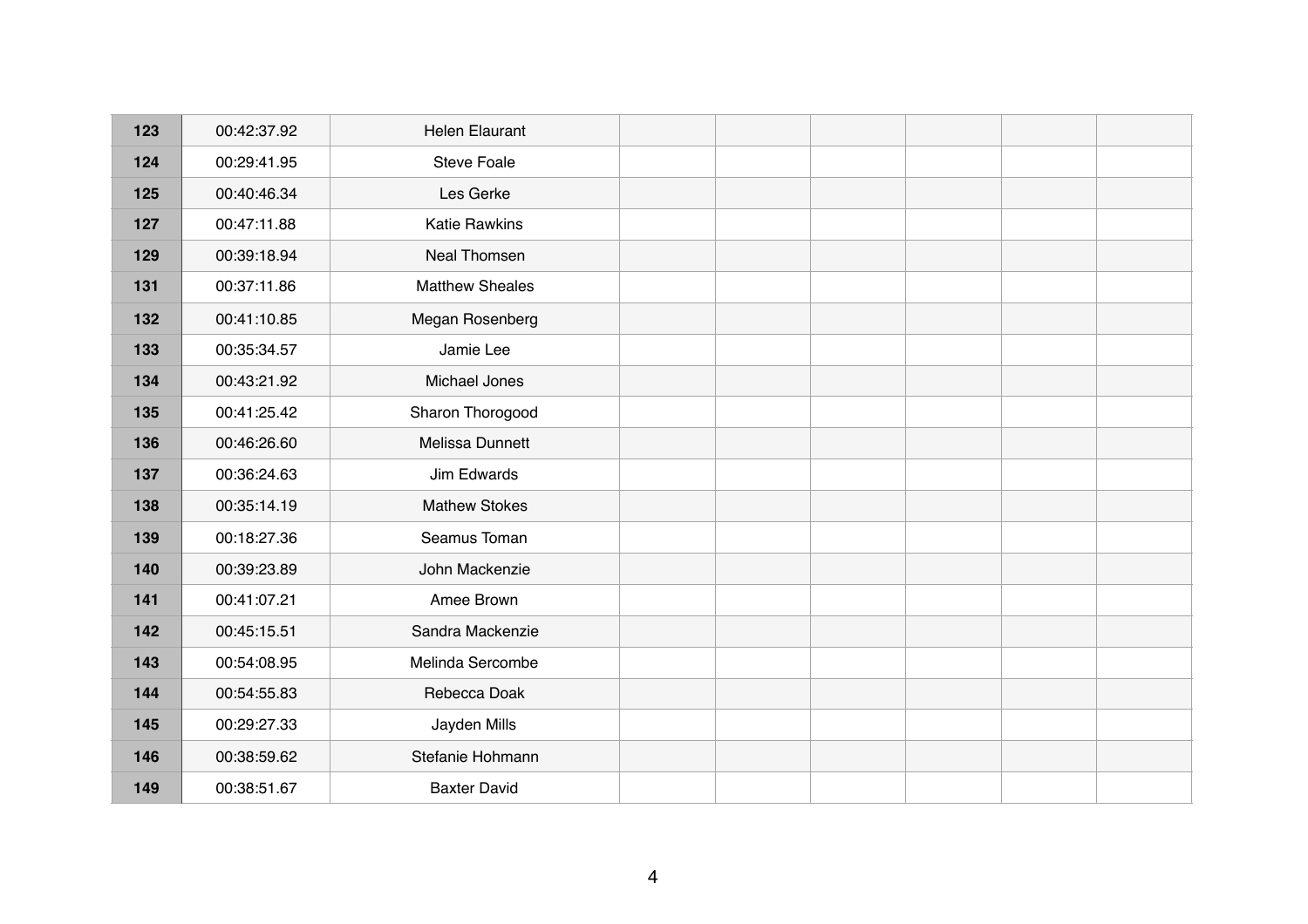|  |  |  |  |  |  |  |  |  |
|---|---|---|---|---|---|---|---|---|
| **123** | 00:42:37.92 | Helen Elaurant | | | | | | |
| **124** | 00:29:41.95 | Steve Foale | | | | | | |
| **125** | 00:40:46.34 | Les Gerke | | | | | | |
| **127** | 00:47:11.88 | Katie Rawkins | | | | | | |
| **129** | 00:39:18.94 | Neal Thomsen | | | | | | |
| **131** | 00:37:11.86 | Matthew Sheales | | | | | | |
| **132** | 00:41:10.85 | Megan Rosenberg | | | | | | |
| **133** | 00:35:34.57 | Jamie Lee | | | | | | |
| **134** | 00:43:21.92 | Michael Jones | | | | | | |
| **135** | 00:41:25.42 | Sharon Thorogood | | | | | | |
| **136** | 00:46:26.60 | Melissa Dunnett | | | | | | |
| **137** | 00:36:24.63 | Jim Edwards | | | | | | |
| **138** | 00:35:14.19 | Mathew Stokes | | | | | | |
| **139** | 00:18:27.36 | Seamus Toman | | | | | | |
| **140** | 00:39:23.89 | John Mackenzie | | | | | | |
| **141** | 00:41:07.21 | Amee Brown | | | | | | |
| **142** | 00:45:15.51 | Sandra Mackenzie | | | | | | |
| **143** | 00:54:08.95 | Melinda Sercombe | | | | | | |
| **144** | 00:54:55.83 | Rebecca Doak | | | | | | |
| **145** | 00:29:27.33 | Jayden Mills | | | | | | |
| **146** | 00:38:59.62 | Stefanie Hohmann | | | | | | |
| **149** | 00:38:51.67 | Baxter David | | | | | | |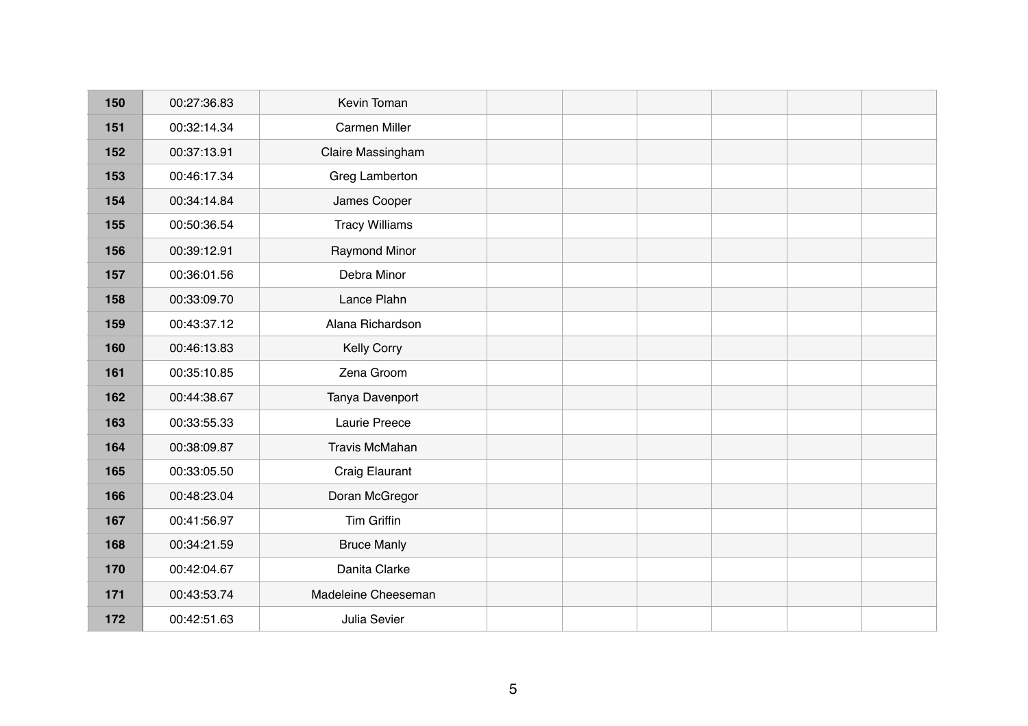| | | | | | | | | |
|---|---|---|---|---|---|---|---|---|
| **150** | 00:27:36.83 | Kevin Toman | | | | | | |
| **151** | 00:32:14.34 | Carmen Miller | | | | | | |
| **152** | 00:37:13.91 | Claire Massingham | | | | | | |
| **153** | 00:46:17.34 | Greg Lamberton | | | | | | |
| **154** | 00:34:14.84 | James Cooper | | | | | | |
| **155** | 00:50:36.54 | Tracy Williams | | | | | | |
| **156** | 00:39:12.91 | Raymond Minor | | | | | | |
| **157** | 00:36:01.56 | Debra Minor | | | | | | |
| **158** | 00:33:09.70 | Lance Plahn | | | | | | |
| **159** | 00:43:37.12 | Alana Richardson | | | | | | |
| **160** | 00:46:13.83 | Kelly Corry | | | | | | |
| **161** | 00:35:10.85 | Zena Groom | | | | | | |
| **162** | 00:44:38.67 | Tanya Davenport | | | | | | |
| **163** | 00:33:55.33 | Laurie Preece | | | | | | |
| **164** | 00:38:09.87 | Travis McMahan | | | | | | |
| **165** | 00:33:05.50 | Craig Elaurant | | | | | | |
| **166** | 00:48:23.04 | Doran McGregor | | | | | | |
| **167** | 00:41:56.97 | Tim Griffin | | | | | | |
| **168** | 00:34:21.59 | Bruce Manly | | | | | | |
| **170** | 00:42:04.67 | Danita Clarke | | | | | | |
| **171** | 00:43:53.74 | Madeleine Cheeseman | | | | | | |
| **172** | 00:42:51.63 | Julia Sevier | | | | | | |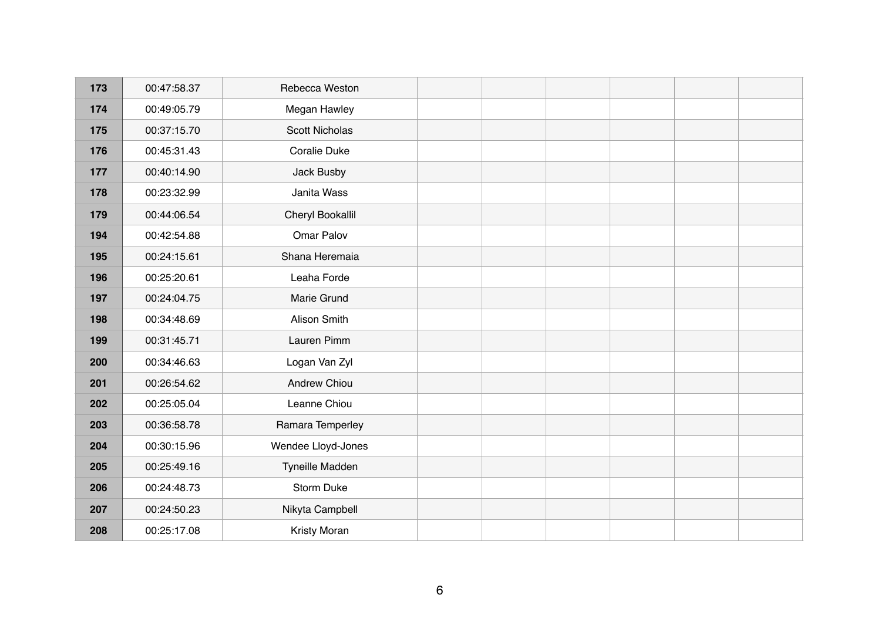| 173 | 00:47:58.37 | Rebecca Weston | | | | | | |
|---|---|---|---|---|---|---|---|---|
| 174 | 00:49:05.79 | Megan Hawley | | | | | | |
| 175 | 00:37:15.70 | Scott Nicholas | | | | | | |
| 176 | 00:45:31.43 | Coralie Duke | | | | | | |
| 177 | 00:40:14.90 | Jack Busby | | | | | | |
| 178 | 00:23:32.99 | Janita Wass | | | | | | |
| 179 | 00:44:06.54 | Cheryl Bookallil | | | | | | |
| 194 | 00:42:54.88 | Omar Palov | | | | | | |
| 195 | 00:24:15.61 | Shana Heremaia | | | | | | |
| 196 | 00:25:20.61 | Leaha Forde | | | | | | |
| 197 | 00:24:04.75 | Marie Grund | | | | | | |
| 198 | 00:34:48.69 | Alison Smith | | | | | | |
| 199 | 00:31:45.71 | Lauren Pimm | | | | | | |
| 200 | 00:34:46.63 | Logan Van Zyl | | | | | | |
| 201 | 00:26:54.62 | Andrew Chiou | | | | | | |
| 202 | 00:25:05.04 | Leanne Chiou | | | | | | |
| 203 | 00:36:58.78 | Ramara Temperley | | | | | | |
| 204 | 00:30:15.96 | Wendee Lloyd-Jones | | | | | | |
| 205 | 00:25:49.16 | Tyneille Madden | | | | | | |
| 206 | 00:24:48.73 | Storm Duke | | | | | | |
| 207 | 00:24:50.23 | Nikyta Campbell | | | | | | |
| 208 | 00:25:17.08 | Kristy Moran | | | | | | |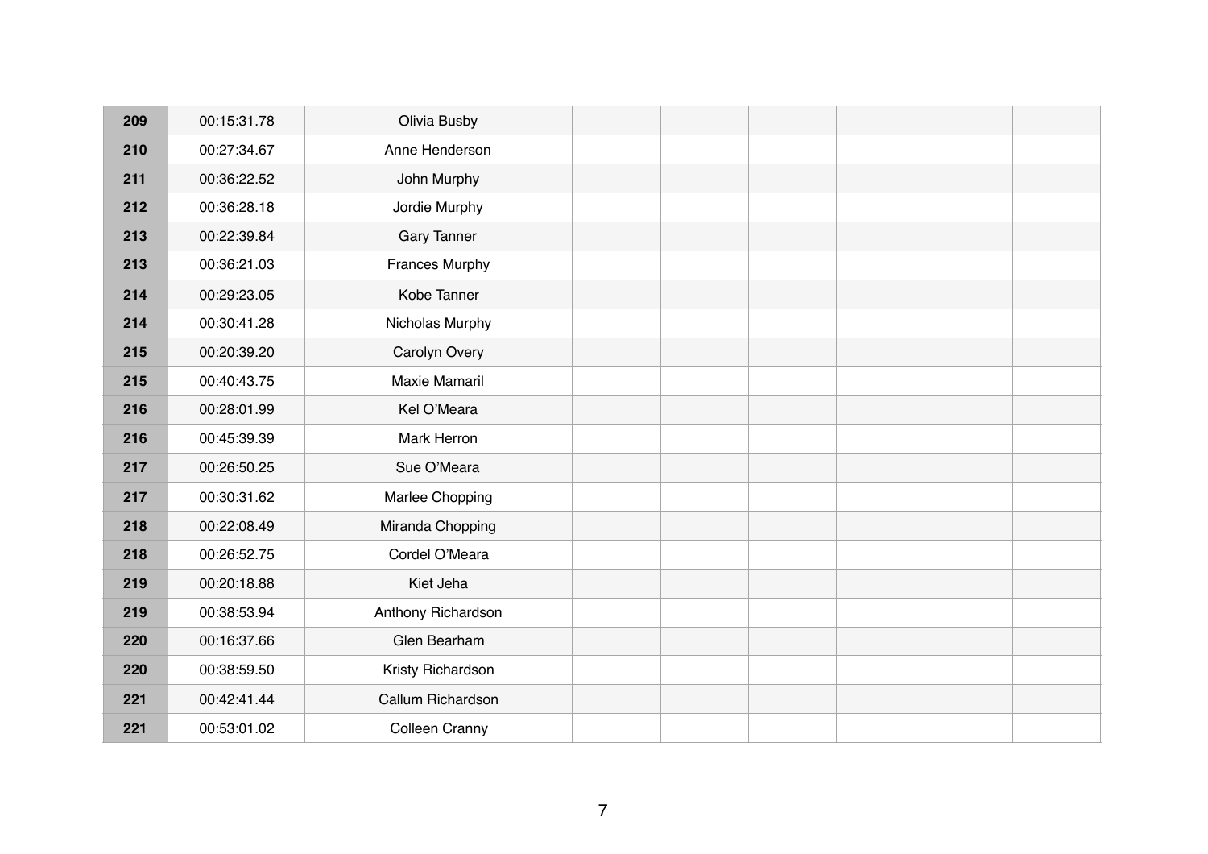| | | | | | | | | |
|---|---|---|---|---|---|---|---|---|
| 209 | 00:15:31.78 | Olivia Busby | | | | | | |
| 210 | 00:27:34.67 | Anne Henderson | | | | | | |
| 211 | 00:36:22.52 | John Murphy | | | | | | |
| 212 | 00:36:28.18 | Jordie Murphy | | | | | | |
| 213 | 00:22:39.84 | Gary Tanner | | | | | | |
| 213 | 00:36:21.03 | Frances Murphy | | | | | | |
| 214 | 00:29:23.05 | Kobe Tanner | | | | | | |
| 214 | 00:30:41.28 | Nicholas Murphy | | | | | | |
| 215 | 00:20:39.20 | Carolyn Overy | | | | | | |
| 215 | 00:40:43.75 | Maxie Mamaril | | | | | | |
| 216 | 00:28:01.99 | Kel O'Meara | | | | | | |
| 216 | 00:45:39.39 | Mark Herron | | | | | | |
| 217 | 00:26:50.25 | Sue O'Meara | | | | | | |
| 217 | 00:30:31.62 | Marlee Chopping | | | | | | |
| 218 | 00:22:08.49 | Miranda Chopping | | | | | | |
| 218 | 00:26:52.75 | Cordel O'Meara | | | | | | |
| 219 | 00:20:18.88 | Kiet Jeha | | | | | | |
| 219 | 00:38:53.94 | Anthony Richardson | | | | | | |
| 220 | 00:16:37.66 | Glen Bearham | | | | | | |
| 220 | 00:38:59.50 | Kristy Richardson | | | | | | |
| 221 | 00:42:41.44 | Callum Richardson | | | | | | |
| 221 | 00:53:01.02 | Colleen Cranny | | | | | | |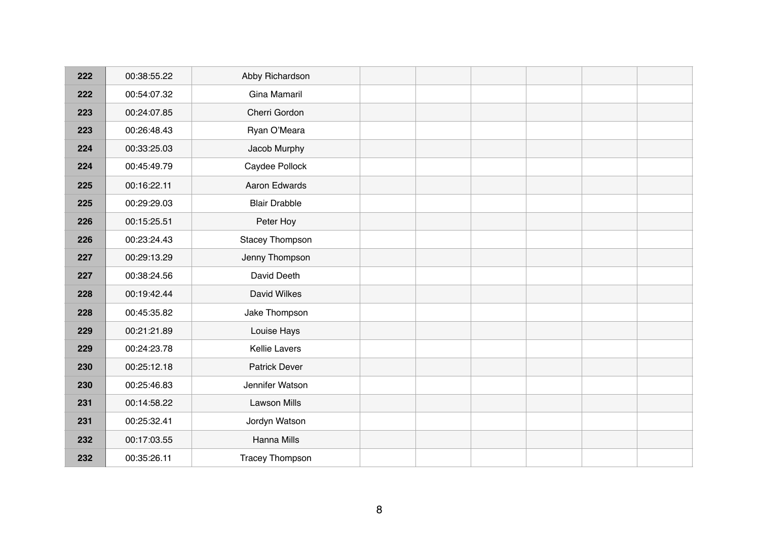| | | | | | | | | |
|---|---|---|---|---|---|---|---|---|
| **222** | 00:38:55.22 | Abby Richardson | | | | | | |
| **222** | 00:54:07.32 | Gina Mamaril | | | | | | |
| **223** | 00:24:07.85 | Cherri Gordon | | | | | | |
| **223** | 00:26:48.43 | Ryan O'Meara | | | | | | |
| **224** | 00:33:25.03 | Jacob Murphy | | | | | | |
| **224** | 00:45:49.79 | Caydee Pollock | | | | | | |
| **225** | 00:16:22.11 | Aaron Edwards | | | | | | |
| **225** | 00:29:29.03 | Blair Drabble | | | | | | |
| **226** | 00:15:25.51 | Peter Hoy | | | | | | |
| **226** | 00:23:24.43 | Stacey Thompson | | | | | | |
| **227** | 00:29:13.29 | Jenny Thompson | | | | | | |
| **227** | 00:38:24.56 | David Deeth | | | | | | |
| **228** | 00:19:42.44 | David Wilkes | | | | | | |
| **228** | 00:45:35.82 | Jake Thompson | | | | | | |
| **229** | 00:21:21.89 | Louise Hays | | | | | | |
| **229** | 00:24:23.78 | Kellie Lavers | | | | | | |
| **230** | 00:25:12.18 | Patrick Dever | | | | | | |
| **230** | 00:25:46.83 | Jennifer Watson | | | | | | |
| **231** | 00:14:58.22 | Lawson Mills | | | | | | |
| **231** | 00:25:32.41 | Jordyn Watson | | | | | | |
| **232** | 00:17:03.55 | Hanna Mills | | | | | | |
| **232** | 00:35:26.11 | Tracey Thompson | | | | | | |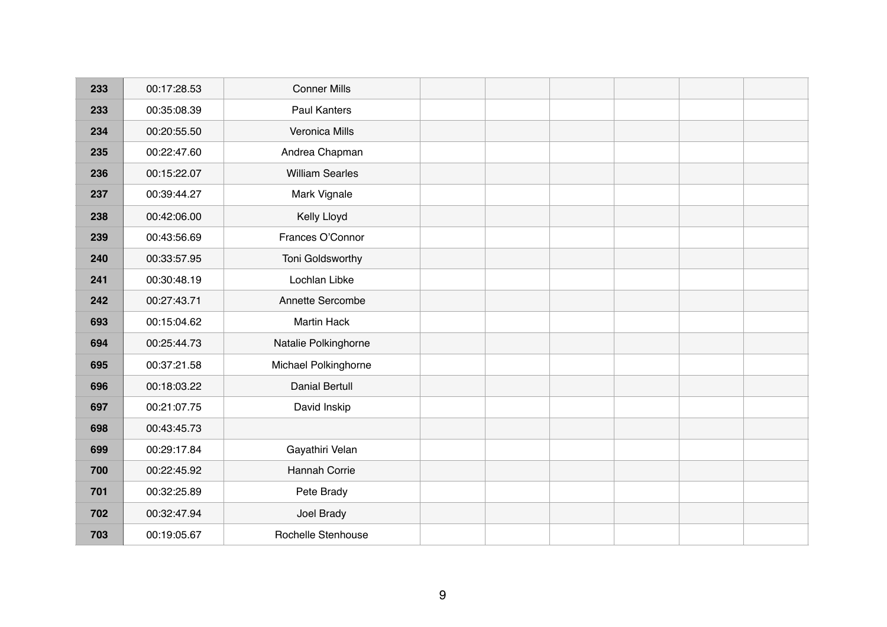| 233 | 00:17:28.53 | Conner Mills | | | | | | |
|---|---|---|---|---|---|---|---|---|
| 233 | 00:35:08.39 | Paul Kanters | | | | | | |
| 234 | 00:20:55.50 | Veronica Mills | | | | | | |
| 235 | 00:22:47.60 | Andrea Chapman | | | | | | |
| 236 | 00:15:22.07 | William Searles | | | | | | |
| 237 | 00:39:44.27 | Mark Vignale | | | | | | |
| 238 | 00:42:06.00 | Kelly Lloyd | | | | | | |
| 239 | 00:43:56.69 | Frances O'Connor | | | | | | |
| 240 | 00:33:57.95 | Toni Goldsworthy | | | | | | |
| 241 | 00:30:48.19 | Lochlan Libke | | | | | | |
| 242 | 00:27:43.71 | Annette Sercombe | | | | | | |
| 693 | 00:15:04.62 | Martin Hack | | | | | | |
| 694 | 00:25:44.73 | Natalie Polkinghorne | | | | | | |
| 695 | 00:37:21.58 | Michael Polkinghorne | | | | | | |
| 696 | 00:18:03.22 | Danial Bertull | | | | | | |
| 697 | 00:21:07.75 | David Inskip | | | | | | |
| 698 | 00:43:45.73 | | | | | | | |
| 699 | 00:29:17.84 | Gayathiri Velan | | | | | | |
| 700 | 00:22:45.92 | Hannah Corrie | | | | | | |
| 701 | 00:32:25.89 | Pete Brady | | | | | | |
| 702 | 00:32:47.94 | Joel Brady | | | | | | |
| 703 | 00:19:05.67 | Rochelle Stenhouse | | | | | | |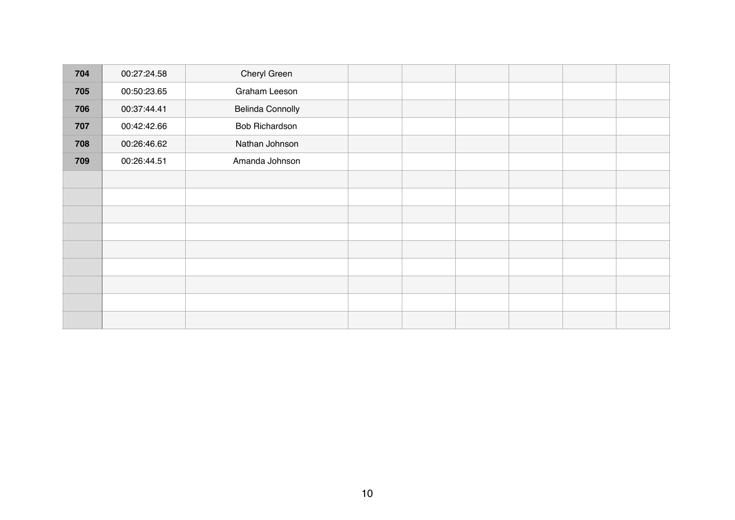| | | | | | | | | |
|---|---|---|---|---|---|---|---|---|
| **704** | 00:27:24.58 | Cheryl Green | | | | | | |
| **705** | 00:50:23.65 | Graham Leeson | | | | | | |
| **706** | 00:37:44.41 | Belinda Connolly | | | | | | |
| **707** | 00:42:42.66 | Bob Richardson | | | | | | |
| **708** | 00:26:46.62 | Nathan Johnson | | | | | | |
| **709** | 00:26:44.51 | Amanda Johnson | | | | | | |
| | | | | | | | | |
| | | | | | | | | |
| | | | | | | | | |
| | | | | | | | | |
| | | | | | | | | |
| | | | | | | | | |
| | | | | | | | | |
| | | | | | | | | |
| | | | | | | | | |